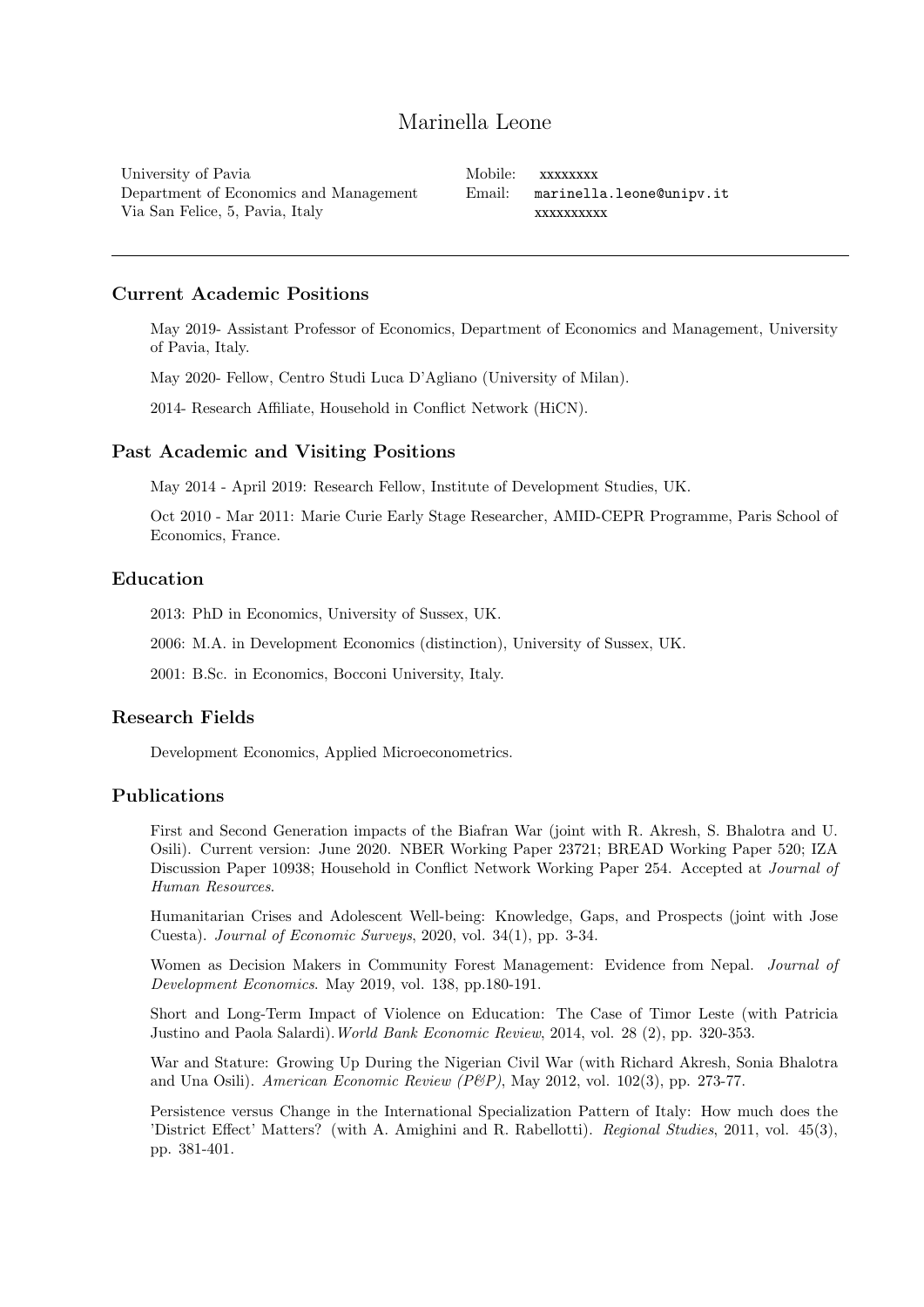# Marinella Leone

University of Pavia
Department of Economics and Management
Via San Felice, 5, Pavia, Italy

Mobile: xxxxxxxx
Email: marinella.leone@unipv.it
xxxxxxxxxx

---

## Current Academic Positions

May 2019- Assistant Professor of Economics, Department of Economics and Management, University of Pavia, Italy.

May 2020- Fellow, Centro Studi Luca D'Agliano (University of Milan).

2014- Research Affiliate, Household in Conflict Network (HiCN).

## Past Academic and Visiting Positions

May 2014 - April 2019: Research Fellow, Institute of Development Studies, UK.

Oct 2010 - Mar 2011: Marie Curie Early Stage Researcher, AMID-CEPR Programme, Paris School of Economics, France.

## Education

2013: PhD in Economics, University of Sussex, UK.

2006: M.A. in Development Economics (distinction), University of Sussex, UK.

2001: B.Sc. in Economics, Bocconi University, Italy.

## Research Fields

Development Economics, Applied Microeconometrics.

## Publications

First and Second Generation impacts of the Biafran War (joint with R. Akresh, S. Bhalotra and U. Osili). Current version: June 2020. NBER Working Paper 23721; BREAD Working Paper 520; IZA Discussion Paper 10938; Household in Conflict Network Working Paper 254. Accepted at *Journal of Human Resources*.

Humanitarian Crises and Adolescent Well-being: Knowledge, Gaps, and Prospects (joint with Jose Cuesta). *Journal of Economic Surveys*, 2020, vol. 34(1), pp. 3-34.

Women as Decision Makers in Community Forest Management: Evidence from Nepal. *Journal of Development Economics*. May 2019, vol. 138, pp.180-191.

Short and Long-Term Impact of Violence on Education: The Case of Timor Leste (with Patricia Justino and Paola Salardi). *World Bank Economic Review*, 2014, vol. 28 (2), pp. 320-353.

War and Stature: Growing Up During the Nigerian Civil War (with Richard Akresh, Sonia Bhalotra and Una Osili). *American Economic Review (P&P)*, May 2012, vol. 102(3), pp. 273-77.

Persistence versus Change in the International Specialization Pattern of Italy: How much does the 'District Effect' Matters? (with A. Amighini and R. Rabellotti). *Regional Studies*, 2011, vol. 45(3), pp. 381-401.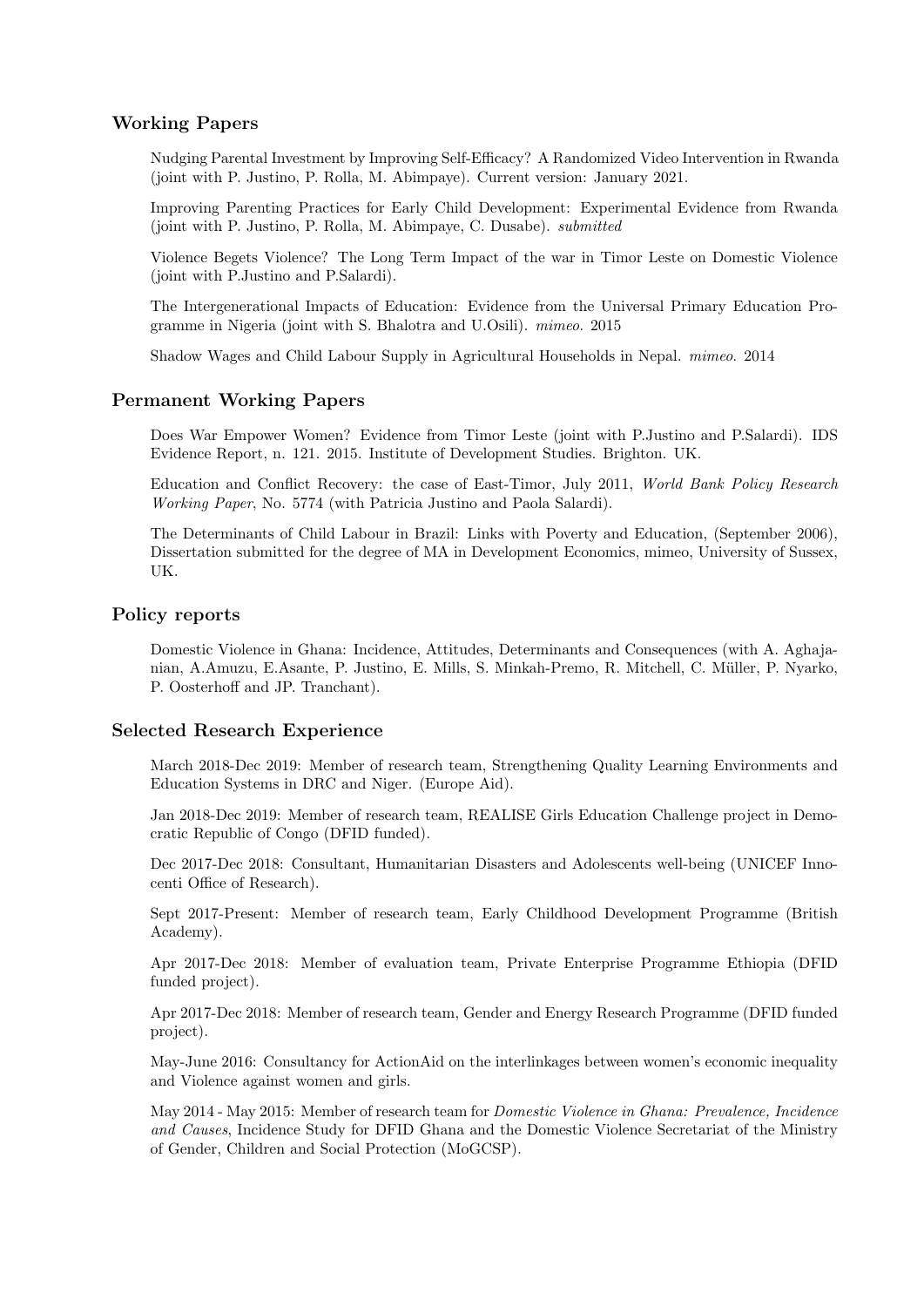## Working Papers

Nudging Parental Investment by Improving Self-Efficacy? A Randomized Video Intervention in Rwanda (joint with P. Justino, P. Rolla, M. Abimpaye). Current version: January 2021.

Improving Parenting Practices for Early Child Development: Experimental Evidence from Rwanda (joint with P. Justino, P. Rolla, M. Abimpaye, C. Dusabe). *submitted*

Violence Begets Violence? The Long Term Impact of the war in Timor Leste on Domestic Violence (joint with P.Justino and P.Salardi).

The Intergenerational Impacts of Education: Evidence from the Universal Primary Education Programme in Nigeria (joint with S. Bhalotra and U.Osili). *mimeo*. 2015

Shadow Wages and Child Labour Supply in Agricultural Households in Nepal. *mimeo*. 2014

## Permanent Working Papers

Does War Empower Women? Evidence from Timor Leste (joint with P.Justino and P.Salardi). IDS Evidence Report, n. 121. 2015. Institute of Development Studies. Brighton. UK.

Education and Conflict Recovery: the case of East-Timor, July 2011, *World Bank Policy Research Working Paper*, No. 5774 (with Patricia Justino and Paola Salardi).

The Determinants of Child Labour in Brazil: Links with Poverty and Education, (September 2006), Dissertation submitted for the degree of MA in Development Economics, mimeo, University of Sussex, UK.

## Policy reports

Domestic Violence in Ghana: Incidence, Attitudes, Determinants and Consequences (with A. Aghajanian, A.Amuzu, E.Asante, P. Justino, E. Mills, S. Minkah-Premo, R. Mitchell, C. Müller, P. Nyarko, P. Oosterhoff and JP. Tranchant).

## Selected Research Experience

March 2018-Dec 2019: Member of research team, Strengthening Quality Learning Environments and Education Systems in DRC and Niger. (Europe Aid).

Jan 2018-Dec 2019: Member of research team, REALISE Girls Education Challenge project in Democratic Republic of Congo (DFID funded).

Dec 2017-Dec 2018: Consultant, Humanitarian Disasters and Adolescents well-being (UNICEF Innocenti Office of Research).

Sept 2017-Present: Member of research team, Early Childhood Development Programme (British Academy).

Apr 2017-Dec 2018: Member of evaluation team, Private Enterprise Programme Ethiopia (DFID funded project).

Apr 2017-Dec 2018: Member of research team, Gender and Energy Research Programme (DFID funded project).

May-June 2016: Consultancy for ActionAid on the interlinkages between women's economic inequality and Violence against women and girls.

May 2014 - May 2015: Member of research team for *Domestic Violence in Ghana: Prevalence, Incidence and Causes*, Incidence Study for DFID Ghana and the Domestic Violence Secretariat of the Ministry of Gender, Children and Social Protection (MoGCSP).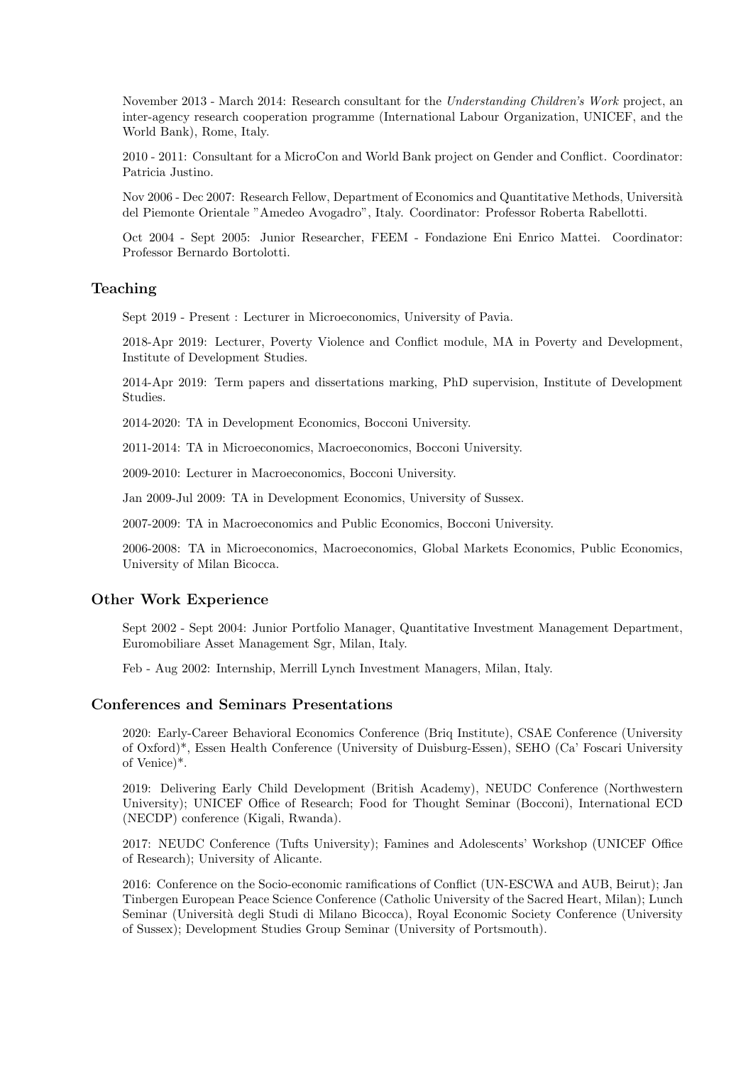November 2013 - March 2014: Research consultant for the *Understanding Children's Work* project, an inter-agency research cooperation programme (International Labour Organization, UNICEF, and the World Bank), Rome, Italy.

2010 - 2011: Consultant for a MicroCon and World Bank project on Gender and Conflict. Coordinator: Patricia Justino.

Nov 2006 - Dec 2007: Research Fellow, Department of Economics and Quantitative Methods, Università del Piemonte Orientale "Amedeo Avogadro", Italy. Coordinator: Professor Roberta Rabellotti.

Oct 2004 - Sept 2005: Junior Researcher, FEEM - Fondazione Eni Enrico Mattei. Coordinator: Professor Bernardo Bortolotti.

## Teaching

Sept 2019 - Present : Lecturer in Microeconomics, University of Pavia.

2018-Apr 2019: Lecturer, Poverty Violence and Conflict module, MA in Poverty and Development, Institute of Development Studies.

2014-Apr 2019: Term papers and dissertations marking, PhD supervision, Institute of Development Studies.

2014-2020: TA in Development Economics, Bocconi University.

2011-2014: TA in Microeconomics, Macroeconomics, Bocconi University.

2009-2010: Lecturer in Macroeconomics, Bocconi University.

Jan 2009-Jul 2009: TA in Development Economics, University of Sussex.

2007-2009: TA in Macroeconomics and Public Economics, Bocconi University.

2006-2008: TA in Microeconomics, Macroeconomics, Global Markets Economics, Public Economics, University of Milan Bicocca.

## Other Work Experience

Sept 2002 - Sept 2004: Junior Portfolio Manager, Quantitative Investment Management Department, Euromobiliare Asset Management Sgr, Milan, Italy.

Feb - Aug 2002: Internship, Merrill Lynch Investment Managers, Milan, Italy.

## Conferences and Seminars Presentations

2020: Early-Career Behavioral Economics Conference (Briq Institute), CSAE Conference (University of Oxford)*, Essen Health Conference (University of Duisburg-Essen), SEHO (Ca' Foscari University of Venice)*.

2019: Delivering Early Child Development (British Academy), NEUDC Conference (Northwestern University); UNICEF Office of Research; Food for Thought Seminar (Bocconi), International ECD (NECDP) conference (Kigali, Rwanda).

2017: NEUDC Conference (Tufts University); Famines and Adolescents' Workshop (UNICEF Office of Research); University of Alicante.

2016: Conference on the Socio-economic ramifications of Conflict (UN-ESCWA and AUB, Beirut); Jan Tinbergen European Peace Science Conference (Catholic University of the Sacred Heart, Milan); Lunch Seminar (Università degli Studi di Milano Bicocca), Royal Economic Society Conference (University of Sussex); Development Studies Group Seminar (University of Portsmouth).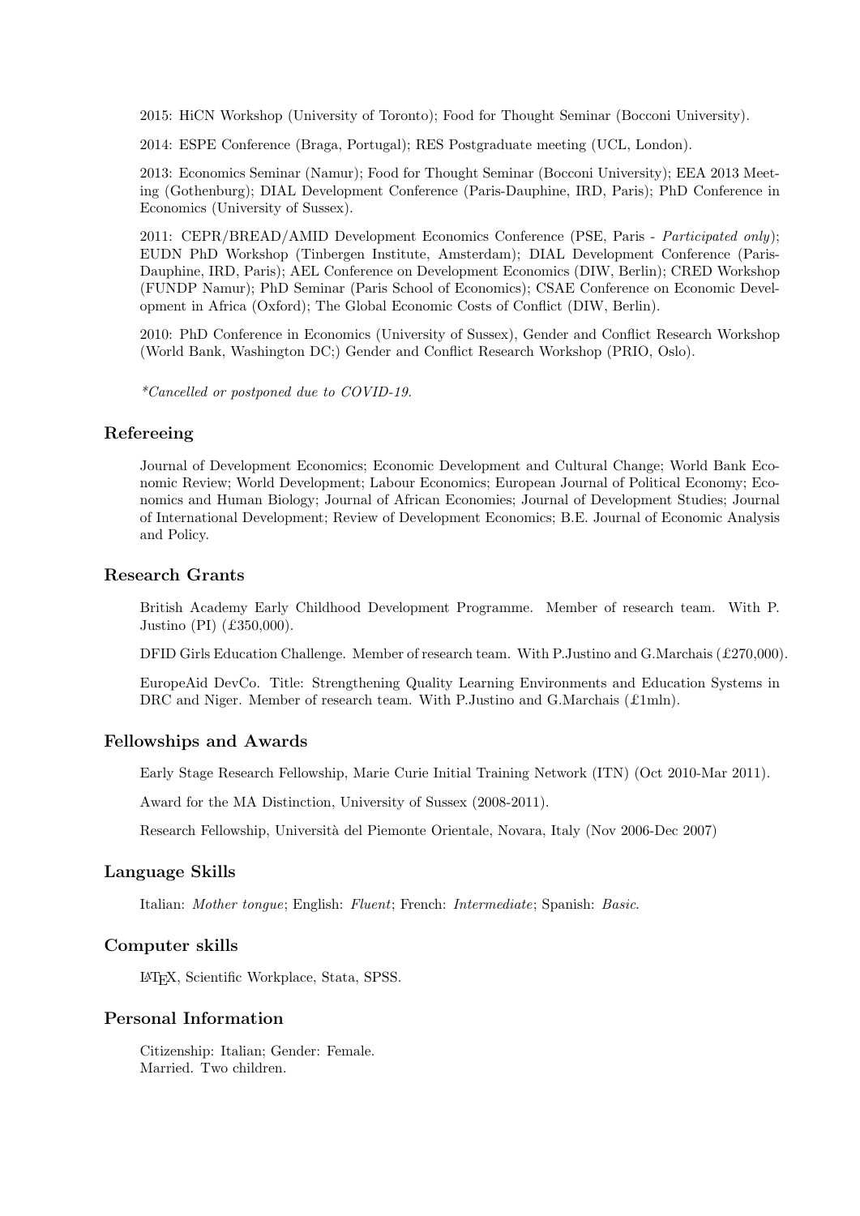2015: HiCN Workshop (University of Toronto); Food for Thought Seminar (Bocconi University).

2014: ESPE Conference (Braga, Portugal); RES Postgraduate meeting (UCL, London).

2013: Economics Seminar (Namur); Food for Thought Seminar (Bocconi University); EEA 2013 Meeting (Gothenburg); DIAL Development Conference (Paris-Dauphine, IRD, Paris); PhD Conference in Economics (University of Sussex).

2011: CEPR/BREAD/AMID Development Economics Conference (PSE, Paris - *Participated only*); EUDN PhD Workshop (Tinbergen Institute, Amsterdam); DIAL Development Conference (Paris-Dauphine, IRD, Paris); AEL Conference on Development Economics (DIW, Berlin); CRED Workshop (FUNDP Namur); PhD Seminar (Paris School of Economics); CSAE Conference on Economic Development in Africa (Oxford); The Global Economic Costs of Conflict (DIW, Berlin).

2010: PhD Conference in Economics (University of Sussex), Gender and Conflict Research Workshop (World Bank, Washington DC;) Gender and Conflict Research Workshop (PRIO, Oslo).

*\*Cancelled or postponed due to COVID-19.*

## Refereeing

Journal of Development Economics; Economic Development and Cultural Change; World Bank Economic Review; World Development; Labour Economics; European Journal of Political Economy; Economics and Human Biology; Journal of African Economies; Journal of Development Studies; Journal of International Development; Review of Development Economics; B.E. Journal of Economic Analysis and Policy.

## Research Grants

British Academy Early Childhood Development Programme. Member of research team. With P. Justino (PI) (£350,000).

DFID Girls Education Challenge. Member of research team. With P.Justino and G.Marchais (£270,000).

EuropeAid DevCo. Title: Strengthening Quality Learning Environments and Education Systems in DRC and Niger. Member of research team. With P.Justino and G.Marchais (£1mln).

## Fellowships and Awards

Early Stage Research Fellowship, Marie Curie Initial Training Network (ITN) (Oct 2010-Mar 2011).

Award for the MA Distinction, University of Sussex (2008-2011).

Research Fellowship, Università del Piemonte Orientale, Novara, Italy (Nov 2006-Dec 2007)

## Language Skills

Italian: *Mother tongue*; English: *Fluent*; French: *Intermediate*; Spanish: *Basic*.

## Computer skills

LaTeX, Scientific Workplace, Stata, SPSS.

## Personal Information

Citizenship: Italian; Gender: Female.
Married. Two children.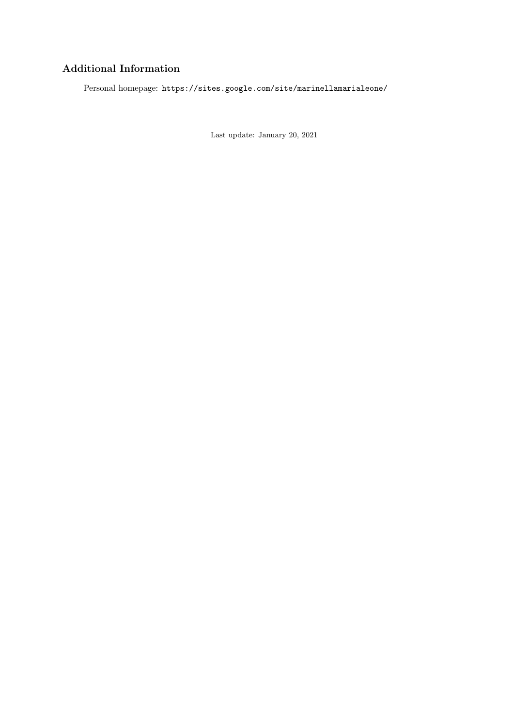## Additional Information

Personal homepage: `https://sites.google.com/site/marinellamarialeone/`

Last update: January 20, 2021